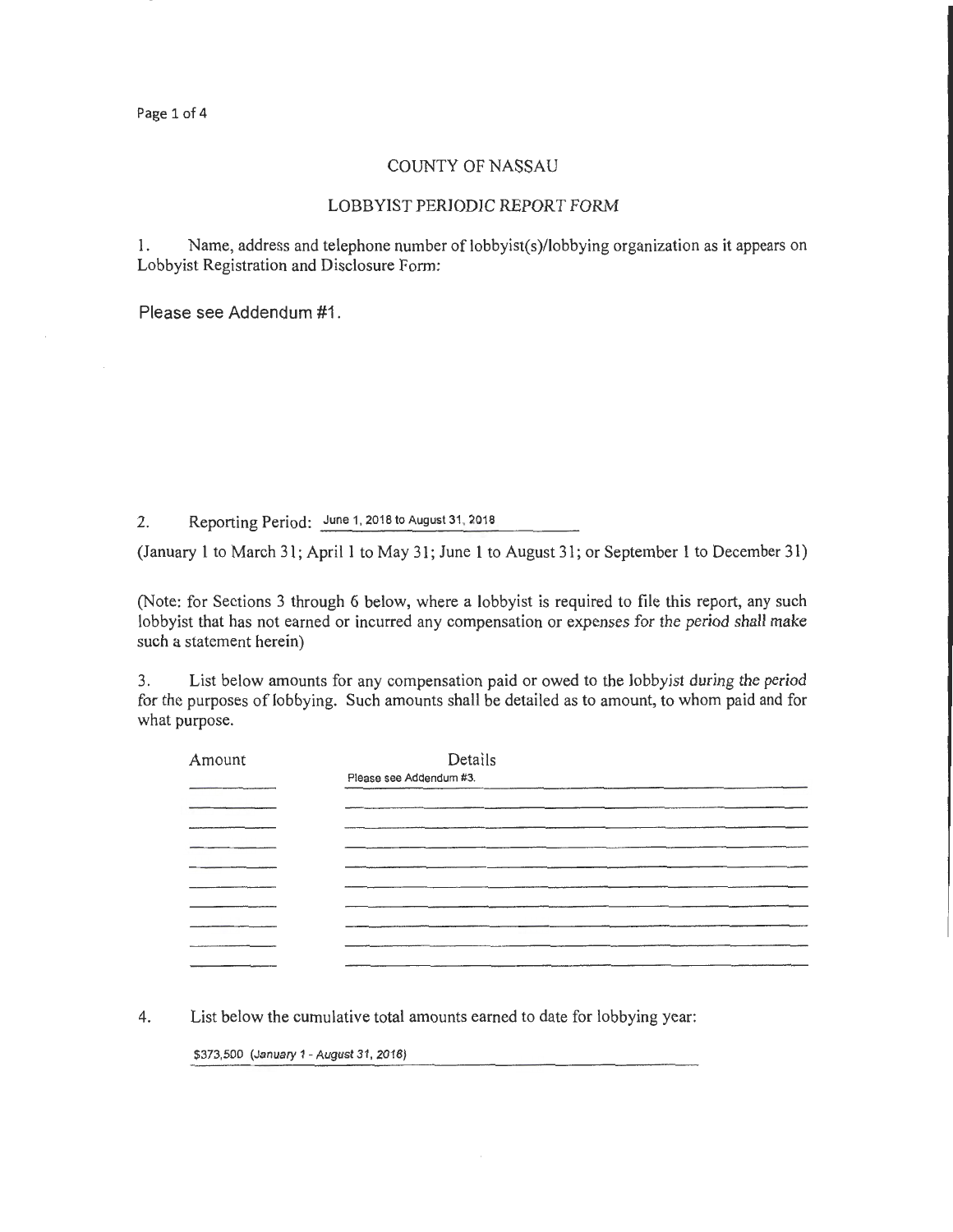# COUNTY OF NASSAU

## LOBBYIST PERIODIC REPORT FORM

1. Name, address and telephone number of lobbyist(s)/lobbying organization as it appears on Lobbyist Registration and Disclosure Form:

Please see Addendum #1.

2. Reporting Period: June 1, 2018 to August 31, 2018

(January 1 to March 31; April 1 to May 31; June 1 to August 31; or September 1 to December 31)

(Note: for Sections 3 through 6 below, where a lobbyist is required to file this report, any such lobbyist that has not earned or incurred any compensation or expenses for the period shall make such a statement herein)

3. List below amounts for any compensation paid or owed to the lobbyist during the period for the purposes of lobbying. Such amounts shall be detailed as to amount, to whom paid and for what purpose.

| Amount | Details |
|---|---|
| | Please see Addendum #3. |

4. List below the cumulative total amounts earned to date for lobbying year:

$373,500 *(January 1 - August 31, 2018)*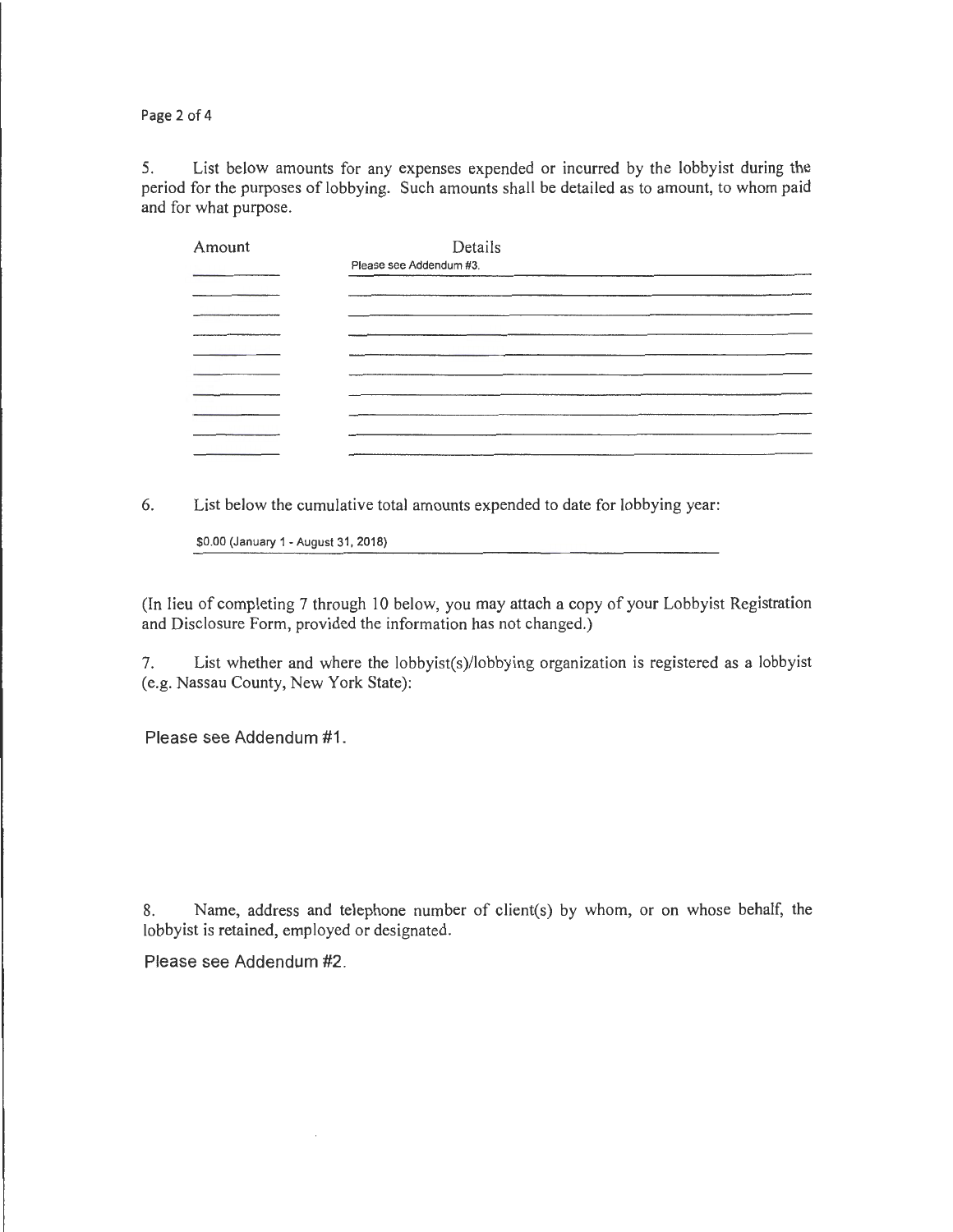5. List below amounts for any expenses expended or incurred by the lobbyist during the period for the purposes of lobbying. Such amounts shall be detailed as to amount, to whom paid and for what purpose.

| Amount | Details |
|---|---|
| | Please see Addendum #3. |
| | |
| | |
| | |
| | |
| | |
| | |
| | |
| | |
| | |

6. List below the cumulative total amounts expended to date for lobbying year:

$0.00 (January 1 - August 31, 2018)

(In lieu of completing 7 through 10 below, you may attach a copy of your Lobbyist Registration and Disclosure Form, provided the information has not changed.)

7. List whether and where the lobbyist(s)/lobbying organization is registered as a lobbyist (e.g. Nassau County, New York State):

Please see Addendum #1.

8. Name, address and telephone number of client(s) by whom, or on whose behalf, the lobbyist is retained, employed or designated.

Please see Addendum #2.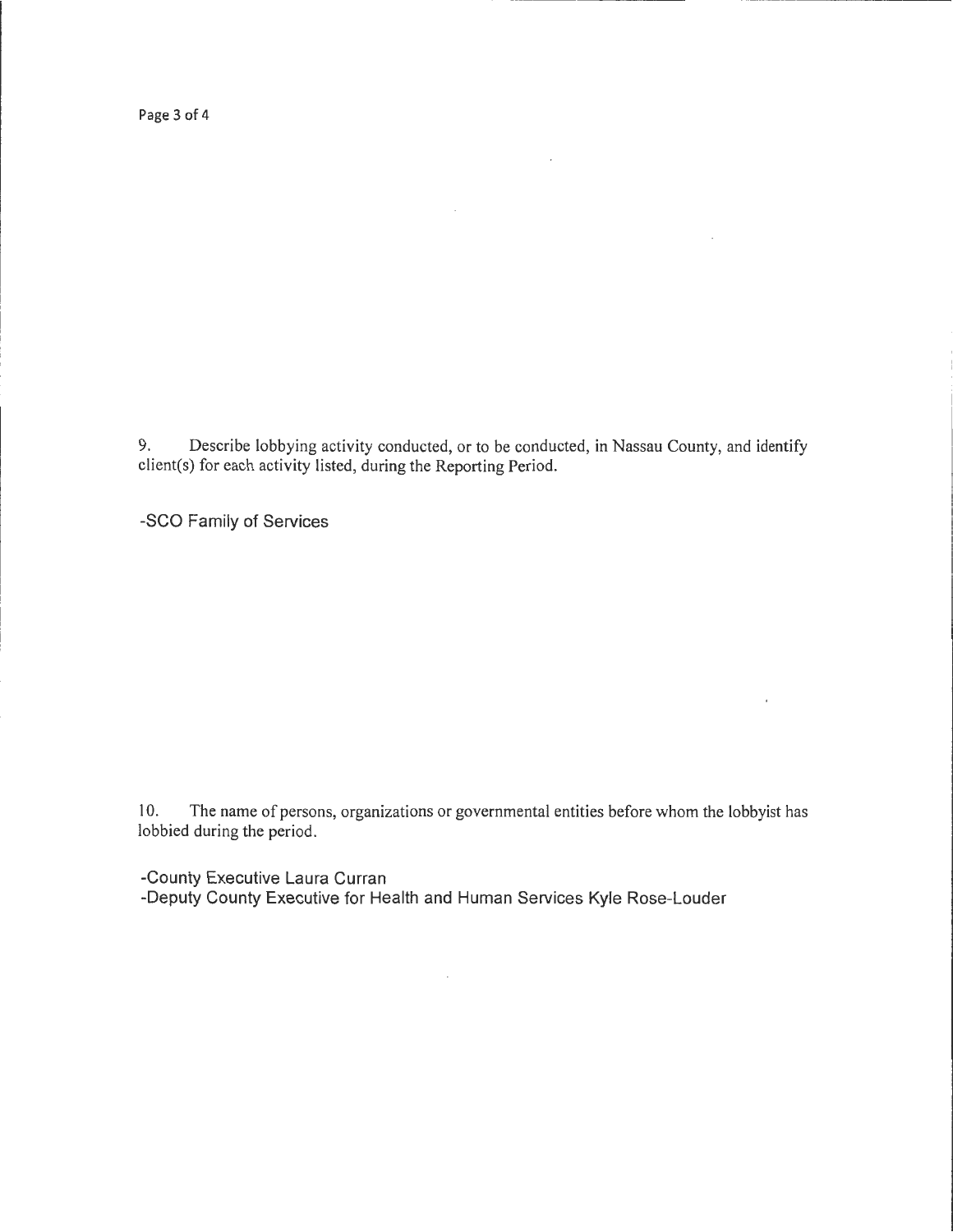9. Describe lobbying activity conducted, or to be conducted, in Nassau County, and identify client(s) for each activity listed, during the Reporting Period.

-SCO Family of Services

10. The name of persons, organizations or governmental entities before whom the lobbyist has lobbied during the period.

-County Executive Laura Curran
-Deputy County Executive for Health and Human Services Kyle Rose-Louder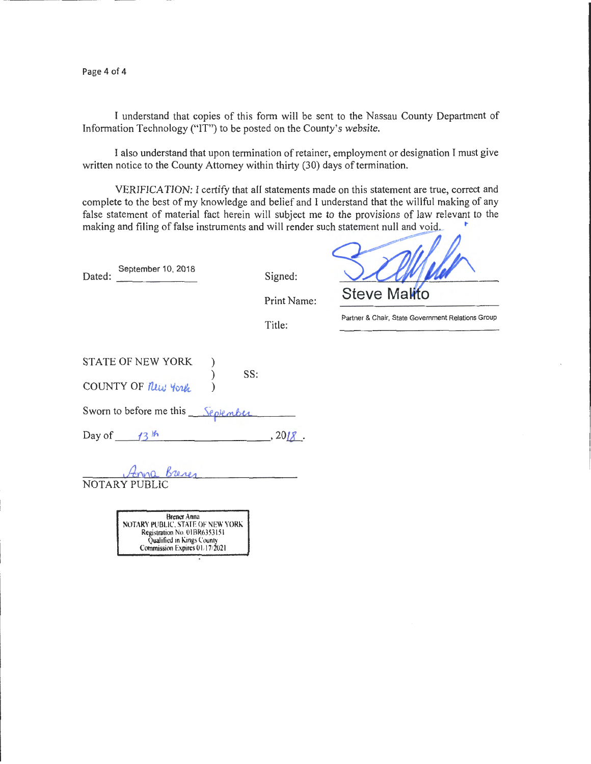I understand that copies of this form will be sent to the Nassau County Department of Information Technology ("IT") to be posted on the County's website.

I also understand that upon termination of retainer, employment or designation I must give written notice to the County Attorney within thirty (30) days of termination.

*VERIFICATION:* I certify that all statements made on this statement are true, correct and complete to the best of my knowledge and belief and I understand that the willful making of any false statement of material fact herein will subject me to the provisions of law relevant to the making and filing of false instruments and will render such statement null and void.

Dated: September 10, 2018

Signed: [signature]

Print Name: Steve Malito

Title: Partner & Chair, State Government Relations Group

STATE OF NEW YORK )
) SS:
COUNTY OF New York )

Sworn to before me this September

Day of 13th, 2018.

Anna Brener
NOTARY PUBLIC

Brener Anna
NOTARY PUBLIC, STATE OF NEW YORK
Registration No. 01BR6353151
Qualified in Kings County
Commission Expires 01/17/2021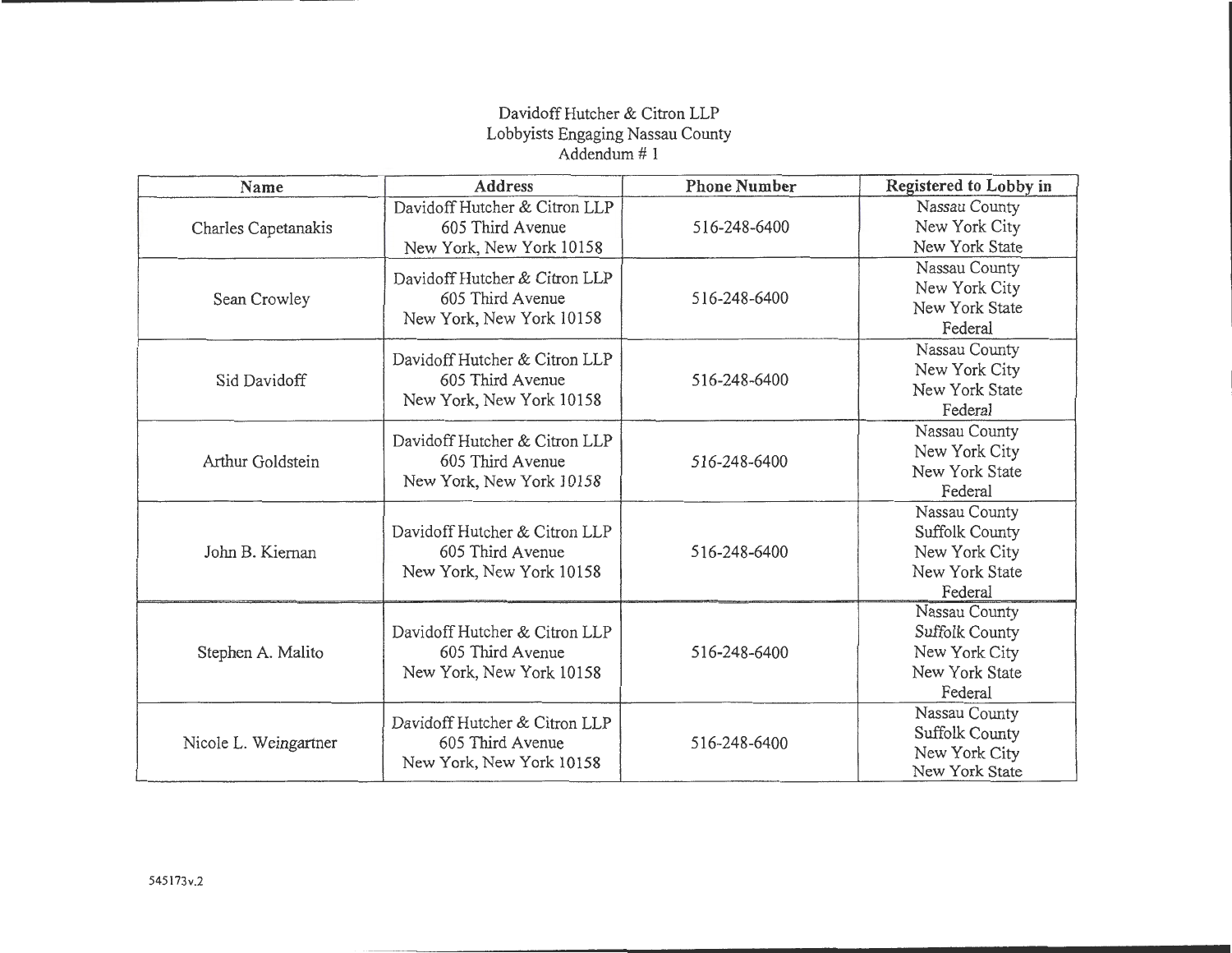Davidoff Hutcher & Citron LLP
Lobbyists Engaging Nassau County
Addendum # 1

| Name | Address | Phone Number | Registered to Lobby in |
|---|---|---|---|
| Charles Capetanakis | Davidoff Hutcher & Citron LLP<br>605 Third Avenue<br>New York, New York 10158 | 516-248-6400 | Nassau County<br>New York City<br>New York State |
| Sean Crowley | Davidoff Hutcher & Citron LLP<br>605 Third Avenue<br>New York, New York 10158 | 516-248-6400 | Nassau County<br>New York City<br>New York State<br>Federal |
| Sid Davidoff | Davidoff Hutcher & Citron LLP<br>605 Third Avenue<br>New York, New York 10158 | 516-248-6400 | Nassau County<br>New York City<br>New York State<br>Federal |
| Arthur Goldstein | Davidoff Hutcher & Citron LLP<br>605 Third Avenue<br>New York, New York 10158 | 516-248-6400 | Nassau County<br>New York City<br>New York State<br>Federal |
| John B. Kiernan | Davidoff Hutcher & Citron LLP<br>605 Third Avenue<br>New York, New York 10158 | 516-248-6400 | Nassau County<br>Suffolk County<br>New York City<br>New York State<br>Federal |
| Stephen A. Malito | Davidoff Hutcher & Citron LLP<br>605 Third Avenue<br>New York, New York 10158 | 516-248-6400 | Nassau County<br>Suffolk County<br>New York City<br>New York State<br>Federal |
| Nicole L. Weingartner | Davidoff Hutcher & Citron LLP<br>605 Third Avenue<br>New York, New York 10158 | 516-248-6400 | Nassau County<br>Suffolk County<br>New York City<br>New York State |

545173v.2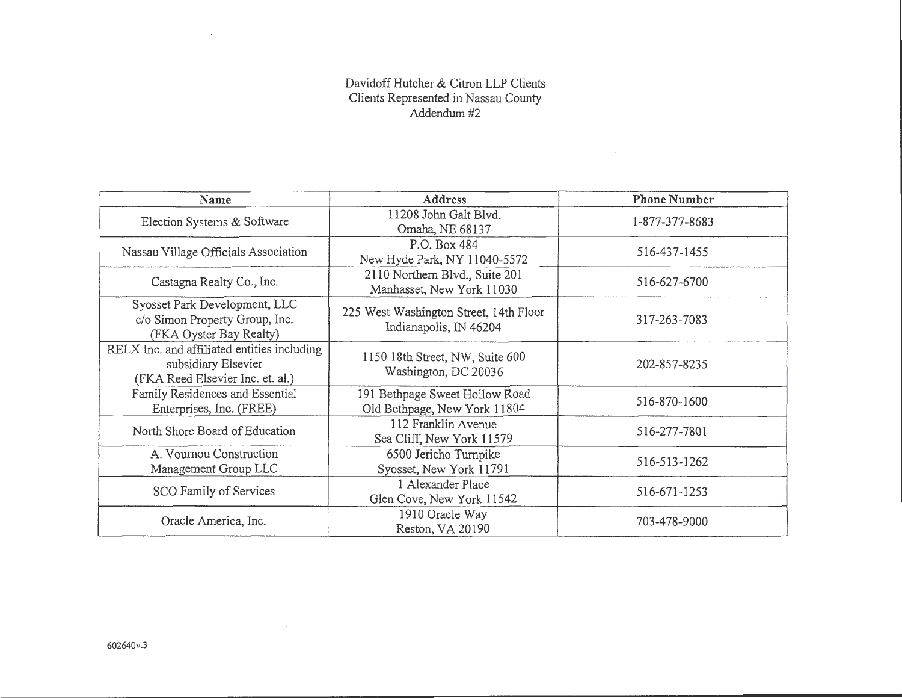Davidoff Hutcher & Citron LLP Clients
Clients Represented in Nassau County
Addendum #2

| Name | Address | Phone Number |
|---|---|---|
| Election Systems & Software | 11208 John Galt Blvd.<br>Omaha, NE 68137 | 1-877-377-8683 |
| Nassau Village Officials Association | P.O. Box 484<br>New Hyde Park, NY 11040-5572 | 516-437-1455 |
| Castagna Realty Co., Inc. | 2110 Northern Blvd., Suite 201<br>Manhasset, New York 11030 | 516-627-6700 |
| Syosset Park Development, LLC<br>c/o Simon Property Group, Inc.<br>(FKA Oyster Bay Realty) | 225 West Washington Street, 14th Floor<br>Indianapolis, IN 46204 | 317-263-7083 |
| RELX Inc. and affiliated entities including subsidiary Elsevier<br>(FKA Reed Elsevier Inc. et. al.) | 1150 18th Street, NW, Suite 600<br>Washington, DC 20036 | 202-857-8235 |
| Family Residences and Essential Enterprises, Inc. (FREE) | 191 Bethpage Sweet Hollow Road<br>Old Bethpage, New York 11804 | 516-870-1600 |
| North Shore Board of Education | 112 Franklin Avenue<br>Sea Cliff, New York 11579 | 516-277-7801 |
| A. Vournou Construction Management Group LLC | 6500 Jericho Turnpike<br>Syosset, New York 11791 | 516-513-1262 |
| SCO Family of Services | 1 Alexander Place<br>Glen Cove, New York 11542 | 516-671-1253 |
| Oracle America, Inc. | 1910 Oracle Way<br>Reston, VA 20190 | 703-478-9000 |

602640v.3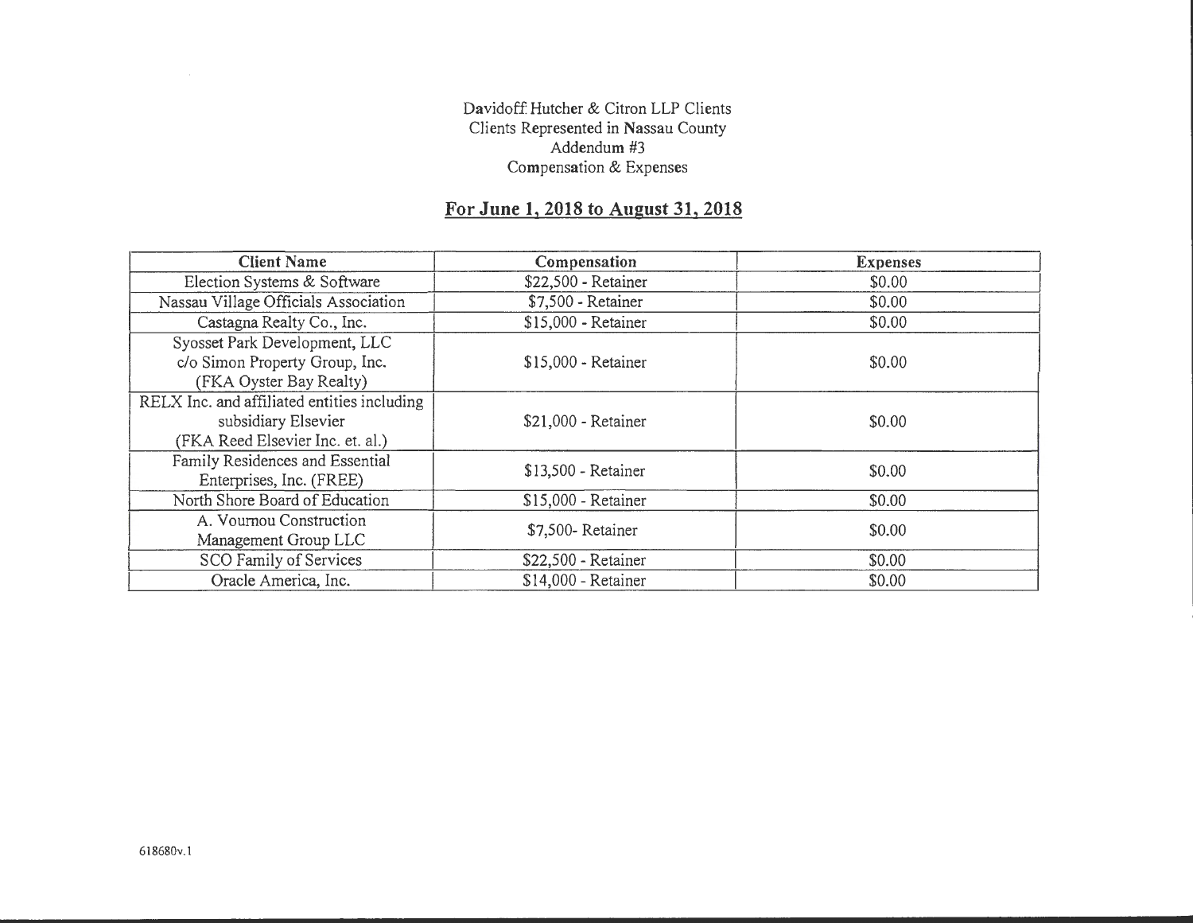Davidoff Hutcher & Citron LLP Clients
Clients Represented in Nassau County
Addendum #3
Compensation & Expenses

## For June 1, 2018 to August 31, 2018

| Client Name | Compensation | Expenses |
| --- | --- | --- |
| Election Systems & Software | $22,500 - Retainer | $0.00 |
| Nassau Village Officials Association | $7,500 - Retainer | $0.00 |
| Castagna Realty Co., Inc. | $15,000 - Retainer | $0.00 |
| Syosset Park Development, LLC c/o Simon Property Group, Inc. (FKA Oyster Bay Realty) | $15,000 - Retainer | $0.00 |
| RELX Inc. and affiliated entities including subsidiary Elsevier (FKA Reed Elsevier Inc. et. al.) | $21,000 - Retainer | $0.00 |
| Family Residences and Essential Enterprises, Inc. (FREE) | $13,500 - Retainer | $0.00 |
| North Shore Board of Education | $15,000 - Retainer | $0.00 |
| A. Vournou Construction Management Group LLC | $7,500- Retainer | $0.00 |
| SCO Family of Services | $22,500 - Retainer | $0.00 |
| Oracle America, Inc. | $14,000 - Retainer | $0.00 |

618680v.1